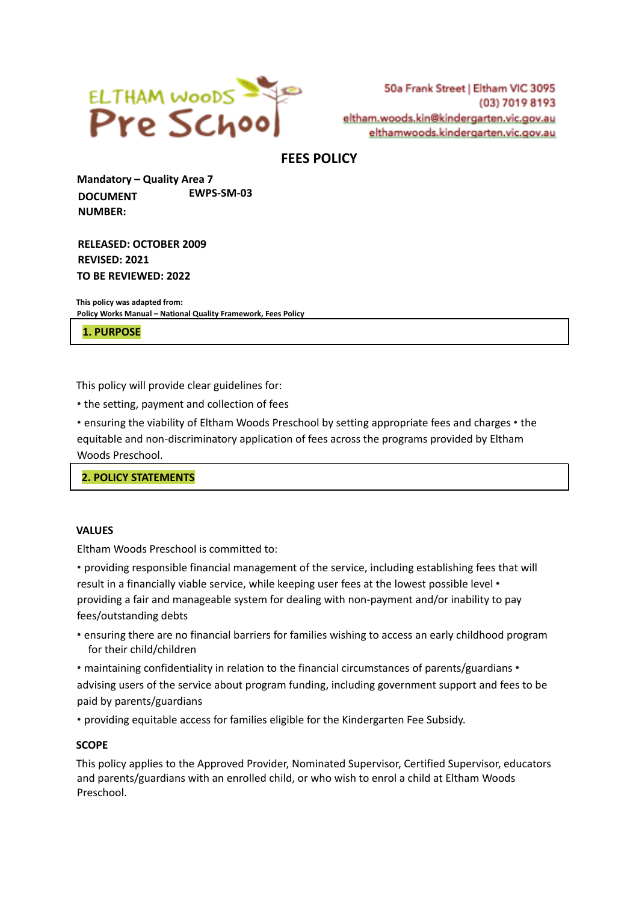ELTHAM WOODS Pre School

50a Frank Street | Eltham VIC 3095
(03) 7019 8193
eltham.woods.kin@kindergarten.vic.gov.au
elthamwoods.kindergarten.vic.gov.au

# FEES POLICY

**Mandatory – Quality Area 7**

**DOCUMENT NUMBER:** **EWPS-SM-03**

**RELEASED: OCTOBER 2009**
**REVISED: 2021**
**TO BE REVIEWED: 2022**

**This policy was adapted from:**
**Policy Works Manual – National Quality Framework, Fees Policy**

## 1. PURPOSE

This policy will provide clear guidelines for:

- the setting, payment and collection of fees
- ensuring the viability of Eltham Woods Preschool by setting appropriate fees and charges
- the equitable and non-discriminatory application of fees across the programs provided by Eltham Woods Preschool.

## 2. POLICY STATEMENTS

### VALUES

Eltham Woods Preschool is committed to:

- providing responsible financial management of the service, including establishing fees that will result in a financially viable service, while keeping user fees at the lowest possible level
- providing a fair and manageable system for dealing with non-payment and/or inability to pay fees/outstanding debts
- ensuring there are no financial barriers for families wishing to access an early childhood program for their child/children
- maintaining confidentiality in relation to the financial circumstances of parents/guardians
- advising users of the service about program funding, including government support and fees to be paid by parents/guardians
- providing equitable access for families eligible for the Kindergarten Fee Subsidy.

### SCOPE

This policy applies to the Approved Provider, Nominated Supervisor, Certified Supervisor, educators and parents/guardians with an enrolled child, or who wish to enrol a child at Eltham Woods Preschool.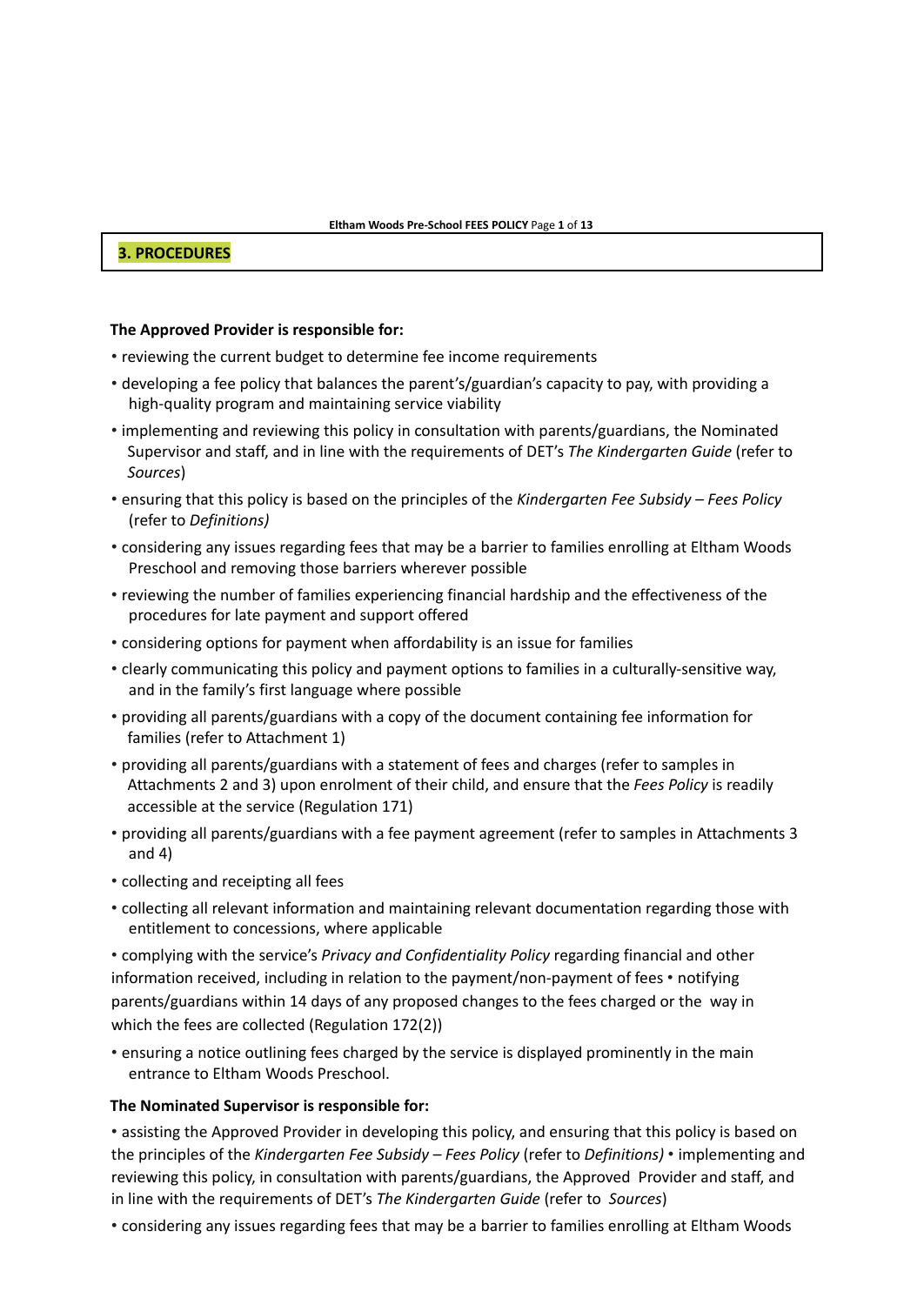## 3. PROCEDURES

**The Approved Provider is responsible for:**

- reviewing the current budget to determine fee income requirements
- developing a fee policy that balances the parent's/guardian's capacity to pay, with providing a high-quality program and maintaining service viability
- implementing and reviewing this policy in consultation with parents/guardians, the Nominated Supervisor and staff, and in line with the requirements of DET's *The Kindergarten Guide* (refer to *Sources*)
- ensuring that this policy is based on the principles of the *Kindergarten Fee Subsidy – Fees Policy* (refer to *Definitions)*
- considering any issues regarding fees that may be a barrier to families enrolling at Eltham Woods Preschool and removing those barriers wherever possible
- reviewing the number of families experiencing financial hardship and the effectiveness of the procedures for late payment and support offered
- considering options for payment when affordability is an issue for families
- clearly communicating this policy and payment options to families in a culturally-sensitive way, and in the family's first language where possible
- providing all parents/guardians with a copy of the document containing fee information for families (refer to Attachment 1)
- providing all parents/guardians with a statement of fees and charges (refer to samples in Attachments 2 and 3) upon enrolment of their child, and ensure that the *Fees Policy* is readily accessible at the service (Regulation 171)
- providing all parents/guardians with a fee payment agreement (refer to samples in Attachments 3 and 4)
- collecting and receipting all fees
- collecting all relevant information and maintaining relevant documentation regarding those with entitlement to concessions, where applicable
- complying with the service's *Privacy and Confidentiality Policy* regarding financial and other information received, including in relation to the payment/non-payment of fees
- notifying parents/guardians within 14 days of any proposed changes to the fees charged or the way in which the fees are collected (Regulation 172(2))
- ensuring a notice outlining fees charged by the service is displayed prominently in the main entrance to Eltham Woods Preschool.

**The Nominated Supervisor is responsible for:**

- assisting the Approved Provider in developing this policy, and ensuring that this policy is based on the principles of the *Kindergarten Fee Subsidy – Fees Policy* (refer to *Definitions)*
- implementing and reviewing this policy, in consultation with parents/guardians, the Approved Provider and staff, and in line with the requirements of DET's *The Kindergarten Guide* (refer to *Sources*)
- considering any issues regarding fees that may be a barrier to families enrolling at Eltham Woods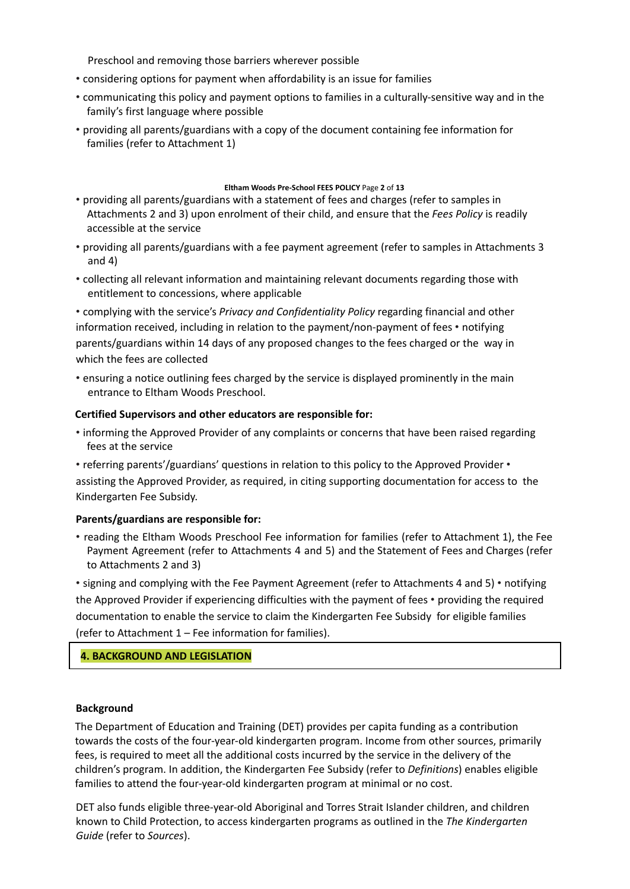Preschool and removing those barriers wherever possible

- considering options for payment when affordability is an issue for families
- communicating this policy and payment options to families in a culturally-sensitive way and in the family's first language where possible
- providing all parents/guardians with a copy of the document containing fee information for families (refer to Attachment 1)
- providing all parents/guardians with a statement of fees and charges (refer to samples in Attachments 2 and 3) upon enrolment of their child, and ensure that the *Fees Policy* is readily accessible at the service
- providing all parents/guardians with a fee payment agreement (refer to samples in Attachments 3 and 4)
- collecting all relevant information and maintaining relevant documents regarding those with entitlement to concessions, where applicable
- complying with the service's *Privacy and Confidentiality Policy* regarding financial and other information received, including in relation to the payment/non-payment of fees
- notifying parents/guardians within 14 days of any proposed changes to the fees charged or the way in which the fees are collected
- ensuring a notice outlining fees charged by the service is displayed prominently in the main entrance to Eltham Woods Preschool.

**Certified Supervisors and other educators are responsible for:**

- informing the Approved Provider of any complaints or concerns that have been raised regarding fees at the service
- referring parents'/guardians' questions in relation to this policy to the Approved Provider
- assisting the Approved Provider, as required, in citing supporting documentation for access to the Kindergarten Fee Subsidy.

**Parents/guardians are responsible for:**

- reading the Eltham Woods Preschool Fee information for families (refer to Attachment 1), the Fee Payment Agreement (refer to Attachments 4 and 5) and the Statement of Fees and Charges (refer to Attachments 2 and 3)
- signing and complying with the Fee Payment Agreement (refer to Attachments 4 and 5)
- notifying the Approved Provider if experiencing difficulties with the payment of fees
- providing the required documentation to enable the service to claim the Kindergarten Fee Subsidy for eligible families (refer to Attachment 1 – Fee information for families).

## 4. BACKGROUND AND LEGISLATION

**Background**

The Department of Education and Training (DET) provides per capita funding as a contribution towards the costs of the four-year-old kindergarten program. Income from other sources, primarily fees, is required to meet all the additional costs incurred by the service in the delivery of the children's program. In addition, the Kindergarten Fee Subsidy (refer to *Definitions*) enables eligible families to attend the four-year-old kindergarten program at minimal or no cost.

DET also funds eligible three-year-old Aboriginal and Torres Strait Islander children, and children known to Child Protection, to access kindergarten programs as outlined in the *The Kindergarten Guide* (refer to *Sources*).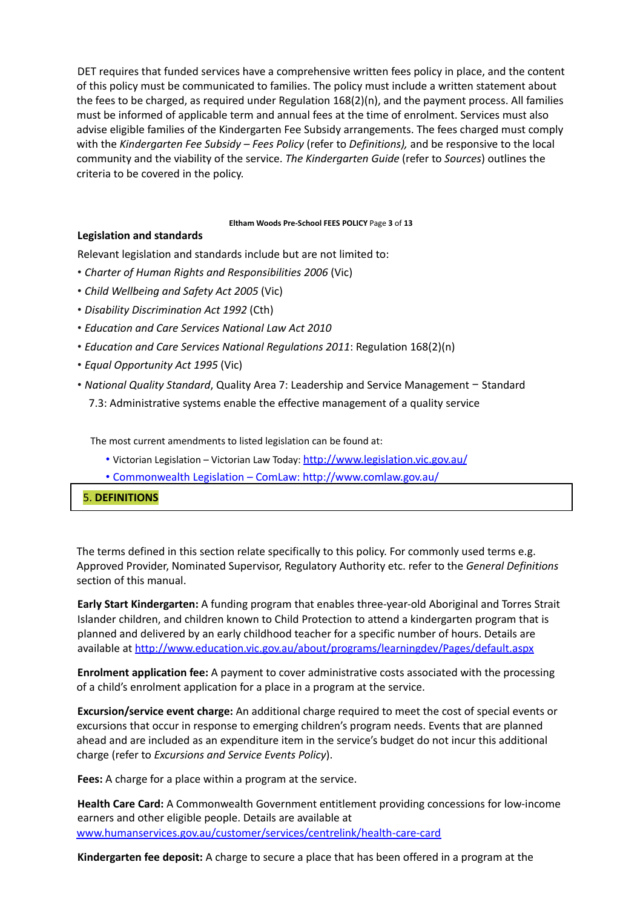DET requires that funded services have a comprehensive written fees policy in place, and the content of this policy must be communicated to families. The policy must include a written statement about the fees to be charged, as required under Regulation 168(2)(n), and the payment process. All families must be informed of applicable term and annual fees at the time of enrolment. Services must also advise eligible families of the Kindergarten Fee Subsidy arrangements. The fees charged must comply with the *Kindergarten Fee Subsidy – Fees Policy* (refer to *Definitions),* and be responsive to the local community and the viability of the service. *The Kindergarten Guide* (refer to *Sources*) outlines the criteria to be covered in the policy.

**Legislation and standards**

Relevant legislation and standards include but are not limited to:

- *Charter of Human Rights and Responsibilities 2006* (Vic)
- *Child Wellbeing and Safety Act 2005* (Vic)
- *Disability Discrimination Act 1992* (Cth)
- *Education and Care Services National Law Act 2010*
- *Education and Care Services National Regulations 2011*: Regulation 168(2)(n)
- *Equal Opportunity Act 1995* (Vic)
- *National Quality Standard*, Quality Area 7: Leadership and Service Management − Standard 7.3: Administrative systems enable the effective management of a quality service

The most current amendments to listed legislation can be found at:

- Victorian Legislation – Victorian Law Today: http://www.legislation.vic.gov.au/
- Commonwealth Legislation – ComLaw: http://www.comlaw.gov.au/

## 5. DEFINITIONS

The terms defined in this section relate specifically to this policy. For commonly used terms e.g. Approved Provider, Nominated Supervisor, Regulatory Authority etc. refer to the *General Definitions* section of this manual.

**Early Start Kindergarten:** A funding program that enables three-year-old Aboriginal and Torres Strait Islander children, and children known to Child Protection to attend a kindergarten program that is planned and delivered by an early childhood teacher for a specific number of hours. Details are available at http://www.education.vic.gov.au/about/programs/learningdev/Pages/default.aspx

**Enrolment application fee:** A payment to cover administrative costs associated with the processing of a child's enrolment application for a place in a program at the service.

**Excursion/service event charge:** An additional charge required to meet the cost of special events or excursions that occur in response to emerging children's program needs. Events that are planned ahead and are included as an expenditure item in the service's budget do not incur this additional charge (refer to *Excursions and Service Events Policy*).

**Fees:** A charge for a place within a program at the service.

**Health Care Card:** A Commonwealth Government entitlement providing concessions for low-income earners and other eligible people. Details are available at www.humanservices.gov.au/customer/services/centrelink/health-care-card

**Kindergarten fee deposit:** A charge to secure a place that has been offered in a program at the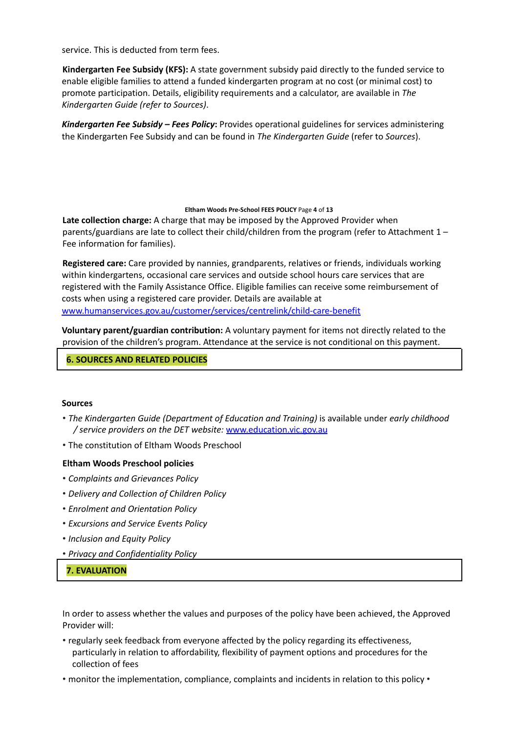service. This is deducted from term fees.

**Kindergarten Fee Subsidy (KFS):** A state government subsidy paid directly to the funded service to enable eligible families to attend a funded kindergarten program at no cost (or minimal cost) to promote participation. Details, eligibility requirements and a calculator, are available in *The Kindergarten Guide (refer to Sources)*.

***Kindergarten Fee Subsidy – Fees Policy*:** Provides operational guidelines for services administering the Kindergarten Fee Subsidy and can be found in *The Kindergarten Guide* (refer to *Sources*).

**Late collection charge:** A charge that may be imposed by the Approved Provider when parents/guardians are late to collect their child/children from the program (refer to Attachment 1 – Fee information for families).

**Registered care:** Care provided by nannies, grandparents, relatives or friends, individuals working within kindergartens, occasional care services and outside school hours care services that are registered with the Family Assistance Office. Eligible families can receive some reimbursement of costs when using a registered care provider. Details are available at www.humanservices.gov.au/customer/services/centrelink/child-care-benefit

**Voluntary parent/guardian contribution:** A voluntary payment for items not directly related to the provision of the children's program. Attendance at the service is not conditional on this payment.

## 6. SOURCES AND RELATED POLICIES

**Sources**

- *The Kindergarten Guide (Department of Education and Training)* is available under *early childhood / service providers on the DET website:* www.education.vic.gov.au
- The constitution of Eltham Woods Preschool

**Eltham Woods Preschool policies**

- *Complaints and Grievances Policy*
- *Delivery and Collection of Children Policy*
- *Enrolment and Orientation Policy*
- *Excursions and Service Events Policy*
- *Inclusion and Equity Policy*
- *Privacy and Confidentiality Policy*

## 7. EVALUATION

In order to assess whether the values and purposes of the policy have been achieved, the Approved Provider will:

- regularly seek feedback from everyone affected by the policy regarding its effectiveness, particularly in relation to affordability, flexibility of payment options and procedures for the collection of fees
- monitor the implementation, compliance, complaints and incidents in relation to this policy •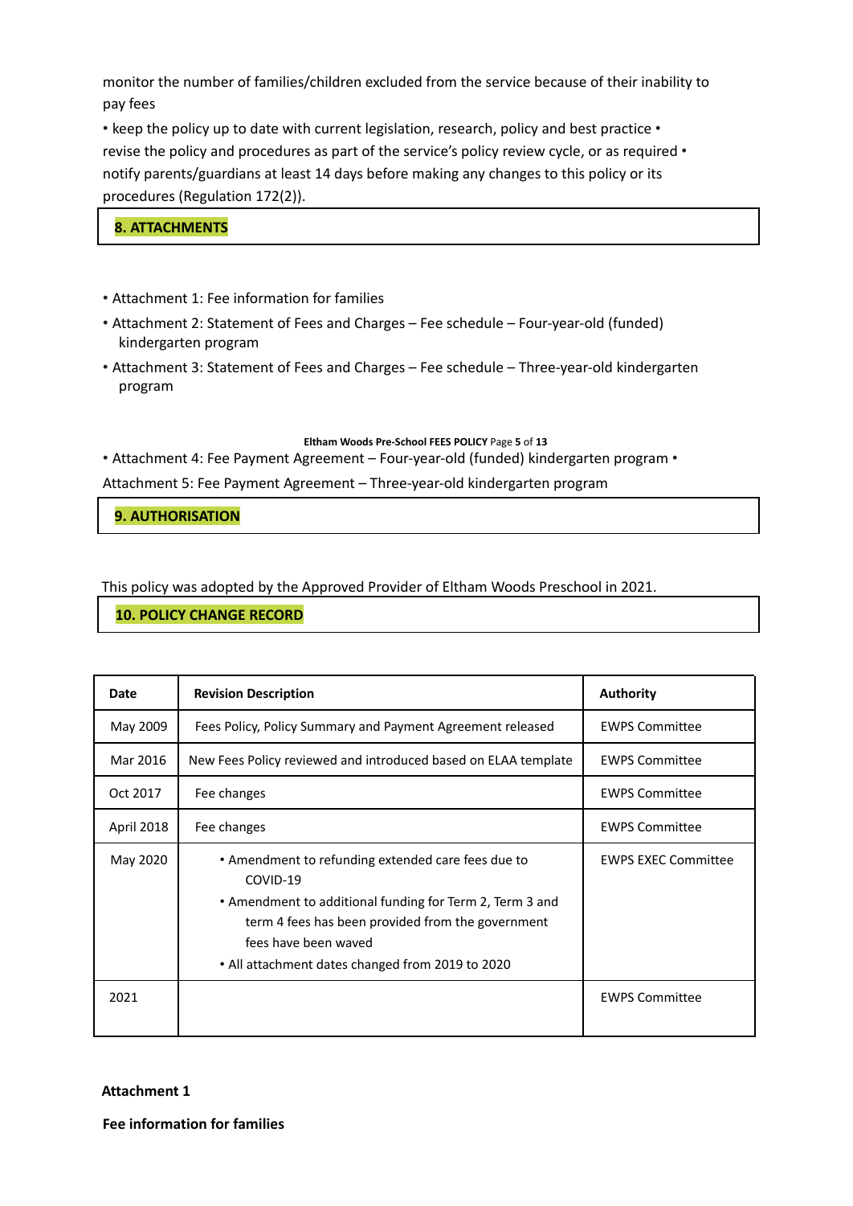monitor the number of families/children excluded from the service because of their inability to pay fees

• keep the policy up to date with current legislation, research, policy and best practice • revise the policy and procedures as part of the service's policy review cycle, or as required • notify parents/guardians at least 14 days before making any changes to this policy or its procedures (Regulation 172(2)).

## 8. ATTACHMENTS

• Attachment 1: Fee information for families
• Attachment 2: Statement of Fees and Charges – Fee schedule – Four-year-old (funded) kindergarten program
• Attachment 3: Statement of Fees and Charges – Fee schedule – Three-year-old kindergarten program

• Attachment 4: Fee Payment Agreement – Four-year-old (funded) kindergarten program • Attachment 5: Fee Payment Agreement – Three-year-old kindergarten program

## 9. AUTHORISATION

This policy was adopted by the Approved Provider of Eltham Woods Preschool in 2021.

## 10. POLICY CHANGE RECORD

| Date | Revision Description | Authority |
|---|---|---|
| May 2009 | Fees Policy, Policy Summary and Payment Agreement released | EWPS Committee |
| Mar 2016 | New Fees Policy reviewed and introduced based on ELAA template | EWPS Committee |
| Oct 2017 | Fee changes | EWPS Committee |
| April 2018 | Fee changes | EWPS Committee |
| May 2020 | • Amendment to refunding extended care fees due to COVID-19<br>• Amendment to additional funding for Term 2, Term 3 and term 4 fees has been provided from the government fees have been waved<br>• All attachment dates changed from 2019 to 2020 | EWPS EXEC Committee |
| 2021 | | EWPS Committee |

**Attachment 1**

**Fee information for families**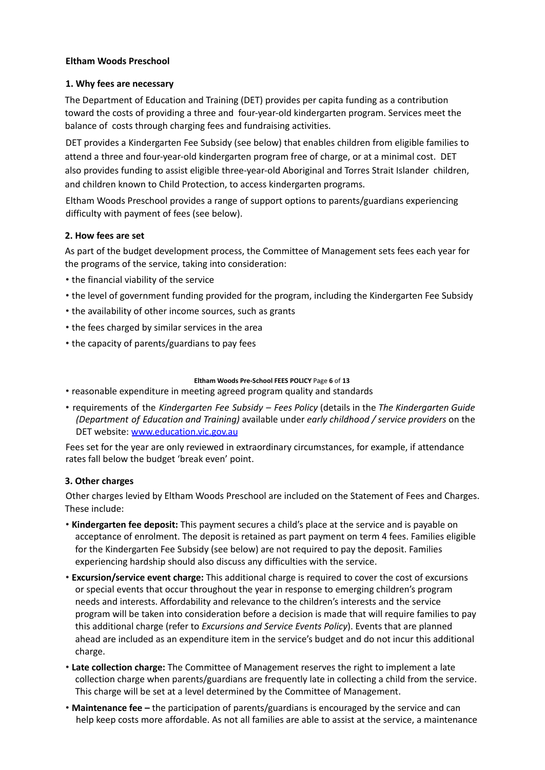**Eltham Woods Preschool**

**1. Why fees are necessary**

The Department of Education and Training (DET) provides per capita funding as a contribution toward the costs of providing a three and four-year-old kindergarten program. Services meet the balance of costs through charging fees and fundraising activities.

DET provides a Kindergarten Fee Subsidy (see below) that enables children from eligible families to attend a three and four-year-old kindergarten program free of charge, or at a minimal cost. DET also provides funding to assist eligible three-year-old Aboriginal and Torres Strait Islander children, and children known to Child Protection, to access kindergarten programs.

Eltham Woods Preschool provides a range of support options to parents/guardians experiencing difficulty with payment of fees (see below).

**2. How fees are set**

As part of the budget development process, the Committee of Management sets fees each year for the programs of the service, taking into consideration:

- the financial viability of the service
- the level of government funding provided for the program, including the Kindergarten Fee Subsidy
- the availability of other income sources, such as grants
- the fees charged by similar services in the area
- the capacity of parents/guardians to pay fees
- reasonable expenditure in meeting agreed program quality and standards
- requirements of the *Kindergarten Fee Subsidy – Fees Policy* (details in the *The Kindergarten Guide (Department of Education and Training)* available under *early childhood / service providers* on the DET website: www.education.vic.gov.au

Fees set for the year are only reviewed in extraordinary circumstances, for example, if attendance rates fall below the budget 'break even' point.

**3. Other charges**

Other charges levied by Eltham Woods Preschool are included on the Statement of Fees and Charges. These include:

- **Kindergarten fee deposit:** This payment secures a child's place at the service and is payable on acceptance of enrolment. The deposit is retained as part payment on term 4 fees. Families eligible for the Kindergarten Fee Subsidy (see below) are not required to pay the deposit. Families experiencing hardship should also discuss any difficulties with the service.
- **Excursion/service event charge:** This additional charge is required to cover the cost of excursions or special events that occur throughout the year in response to emerging children's program needs and interests. Affordability and relevance to the children's interests and the service program will be taken into consideration before a decision is made that will require families to pay this additional charge (refer to *Excursions and Service Events Policy*). Events that are planned ahead are included as an expenditure item in the service's budget and do not incur this additional charge.
- **Late collection charge:** The Committee of Management reserves the right to implement a late collection charge when parents/guardians are frequently late in collecting a child from the service. This charge will be set at a level determined by the Committee of Management.
- **Maintenance fee –** the participation of parents/guardians is encouraged by the service and can help keep costs more affordable. As not all families are able to assist at the service, a maintenance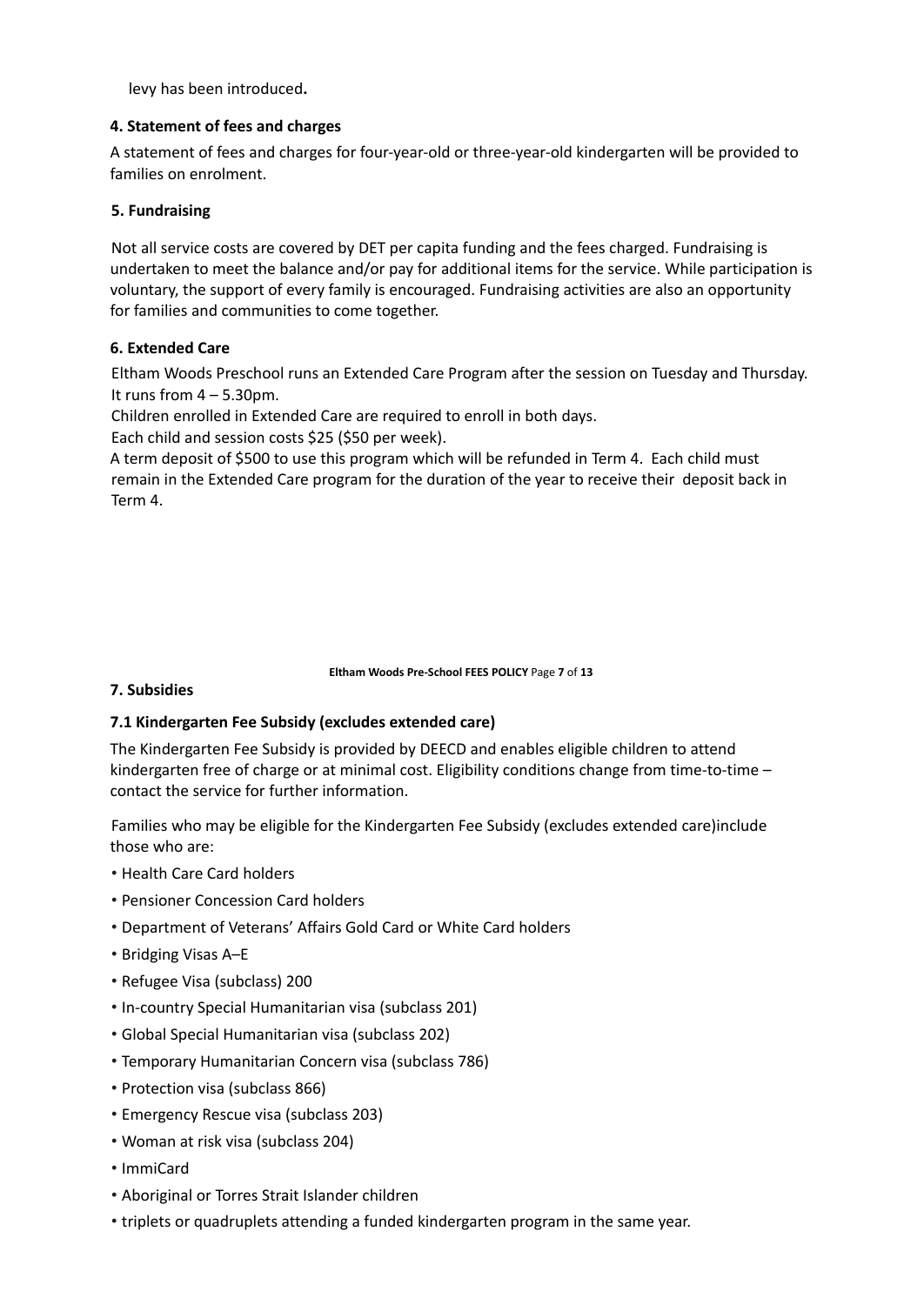levy has been introduced**.**

### 4. Statement of fees and charges

A statement of fees and charges for four-year-old or three-year-old kindergarten will be provided to families on enrolment.

### 5. Fundraising

Not all service costs are covered by DET per capita funding and the fees charged. Fundraising is undertaken to meet the balance and/or pay for additional items for the service. While participation is voluntary, the support of every family is encouraged. Fundraising activities are also an opportunity for families and communities to come together.

### 6. Extended Care

Eltham Woods Preschool runs an Extended Care Program after the session on Tuesday and Thursday. It runs from 4 – 5.30pm.

Children enrolled in Extended Care are required to enroll in both days.

Each child and session costs $25 ($50 per week).

A term deposit of $500 to use this program which will be refunded in Term 4. Each child must remain in the Extended Care program for the duration of the year to receive their deposit back in Term 4.

### 7. Subsidies

#### 7.1 Kindergarten Fee Subsidy (excludes extended care)

The Kindergarten Fee Subsidy is provided by DEECD and enables eligible children to attend kindergarten free of charge or at minimal cost. Eligibility conditions change from time-to-time – contact the service for further information.

Families who may be eligible for the Kindergarten Fee Subsidy (excludes extended care)include those who are:

- Health Care Card holders
- Pensioner Concession Card holders
- Department of Veterans' Affairs Gold Card or White Card holders
- Bridging Visas A–E
- Refugee Visa (subclass) 200
- In-country Special Humanitarian visa (subclass 201)
- Global Special Humanitarian visa (subclass 202)
- Temporary Humanitarian Concern visa (subclass 786)
- Protection visa (subclass 866)
- Emergency Rescue visa (subclass 203)
- Woman at risk visa (subclass 204)
- ImmiCard
- Aboriginal or Torres Strait Islander children
- triplets or quadruplets attending a funded kindergarten program in the same year.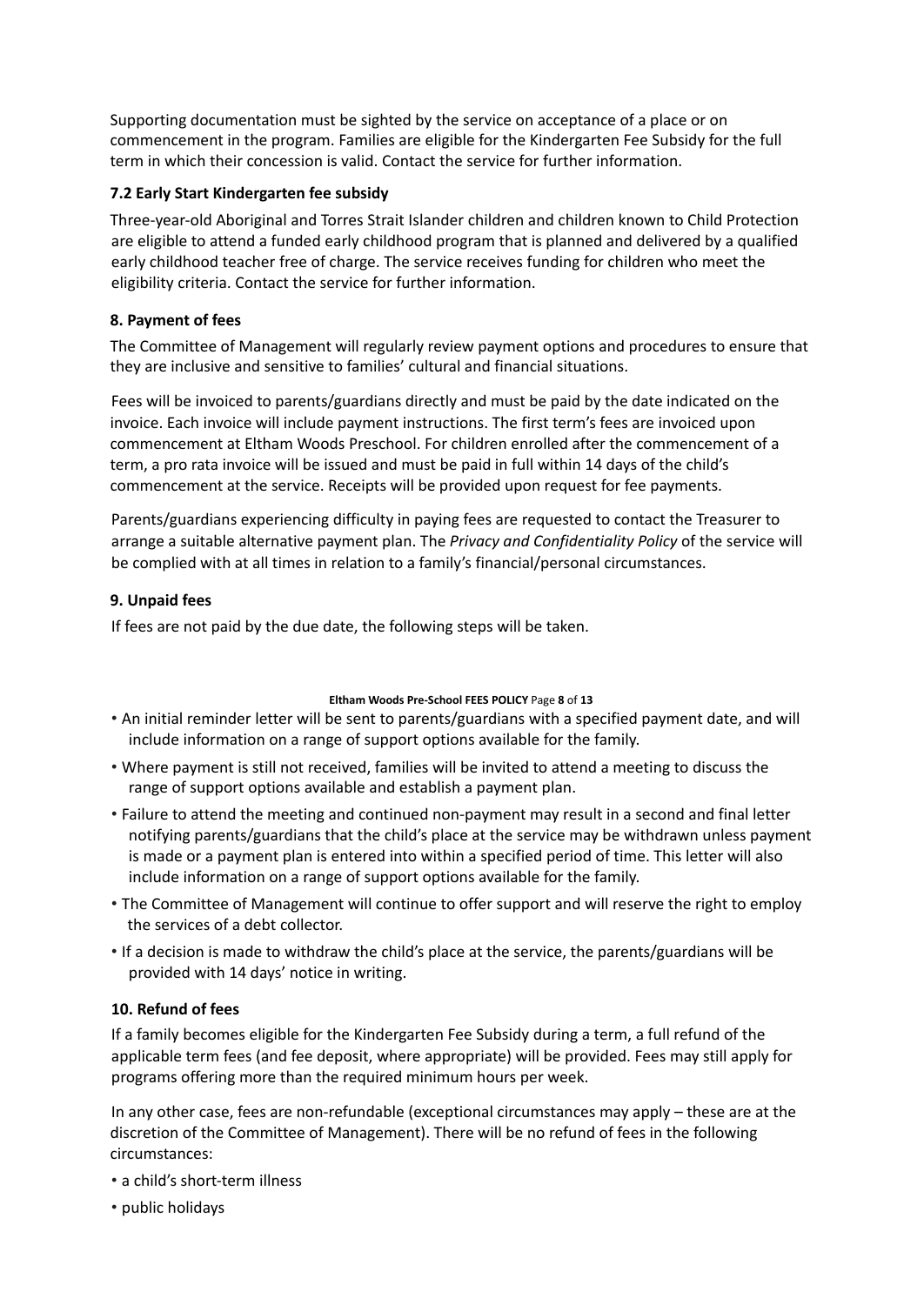Supporting documentation must be sighted by the service on acceptance of a place or on commencement in the program. Families are eligible for the Kindergarten Fee Subsidy for the full term in which their concession is valid. Contact the service for further information.

### 7.2 Early Start Kindergarten fee subsidy

Three-year-old Aboriginal and Torres Strait Islander children and children known to Child Protection are eligible to attend a funded early childhood program that is planned and delivered by a qualified early childhood teacher free of charge. The service receives funding for children who meet the eligibility criteria. Contact the service for further information.

### 8. Payment of fees

The Committee of Management will regularly review payment options and procedures to ensure that they are inclusive and sensitive to families' cultural and financial situations.

Fees will be invoiced to parents/guardians directly and must be paid by the date indicated on the invoice. Each invoice will include payment instructions. The first term's fees are invoiced upon commencement at Eltham Woods Preschool. For children enrolled after the commencement of a term, a pro rata invoice will be issued and must be paid in full within 14 days of the child's commencement at the service. Receipts will be provided upon request for fee payments.

Parents/guardians experiencing difficulty in paying fees are requested to contact the Treasurer to arrange a suitable alternative payment plan. The *Privacy and Confidentiality Policy* of the service will be complied with at all times in relation to a family's financial/personal circumstances.

### 9. Unpaid fees

If fees are not paid by the due date, the following steps will be taken.

- An initial reminder letter will be sent to parents/guardians with a specified payment date, and will include information on a range of support options available for the family.
- Where payment is still not received, families will be invited to attend a meeting to discuss the range of support options available and establish a payment plan.
- Failure to attend the meeting and continued non-payment may result in a second and final letter notifying parents/guardians that the child's place at the service may be withdrawn unless payment is made or a payment plan is entered into within a specified period of time. This letter will also include information on a range of support options available for the family.
- The Committee of Management will continue to offer support and will reserve the right to employ the services of a debt collector.
- If a decision is made to withdraw the child's place at the service, the parents/guardians will be provided with 14 days' notice in writing.

### 10. Refund of fees

If a family becomes eligible for the Kindergarten Fee Subsidy during a term, a full refund of the applicable term fees (and fee deposit, where appropriate) will be provided. Fees may still apply for programs offering more than the required minimum hours per week.

In any other case, fees are non-refundable (exceptional circumstances may apply – these are at the discretion of the Committee of Management). There will be no refund of fees in the following circumstances:

- a child's short-term illness
- public holidays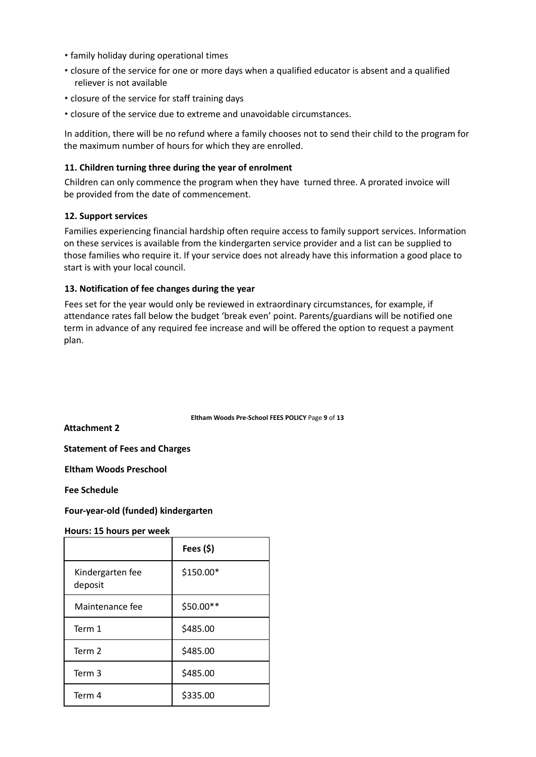- family holiday during operational times
- closure of the service for one or more days when a qualified educator is absent and a qualified reliever is not available
- closure of the service for staff training days
- closure of the service due to extreme and unavoidable circumstances.

In addition, there will be no refund where a family chooses not to send their child to the program for the maximum number of hours for which they are enrolled.

**11. Children turning three during the year of enrolment**

Children can only commence the program when they have turned three. A prorated invoice will be provided from the date of commencement.

**12. Support services**

Families experiencing financial hardship often require access to family support services. Information on these services is available from the kindergarten service provider and a list can be supplied to those families who require it. If your service does not already have this information a good place to start is with your local council.

**13. Notification of fee changes during the year**

Fees set for the year would only be reviewed in extraordinary circumstances, for example, if attendance rates fall below the budget 'break even' point. Parents/guardians will be notified one term in advance of any required fee increase and will be offered the option to request a payment plan.

**Attachment 2**

**Statement of Fees and Charges**

**Eltham Woods Preschool**

**Fee Schedule**

**Four-year-old (funded) kindergarten**

**Hours: 15 hours per week**

| | **Fees ($)** |
|---|---|
| Kindergarten fee deposit | $150.00* |
| Maintenance fee | $50.00** |
| Term 1 | $485.00 |
| Term 2 | $485.00 |
| Term 3 | $485.00 |
| Term 4 | $335.00 |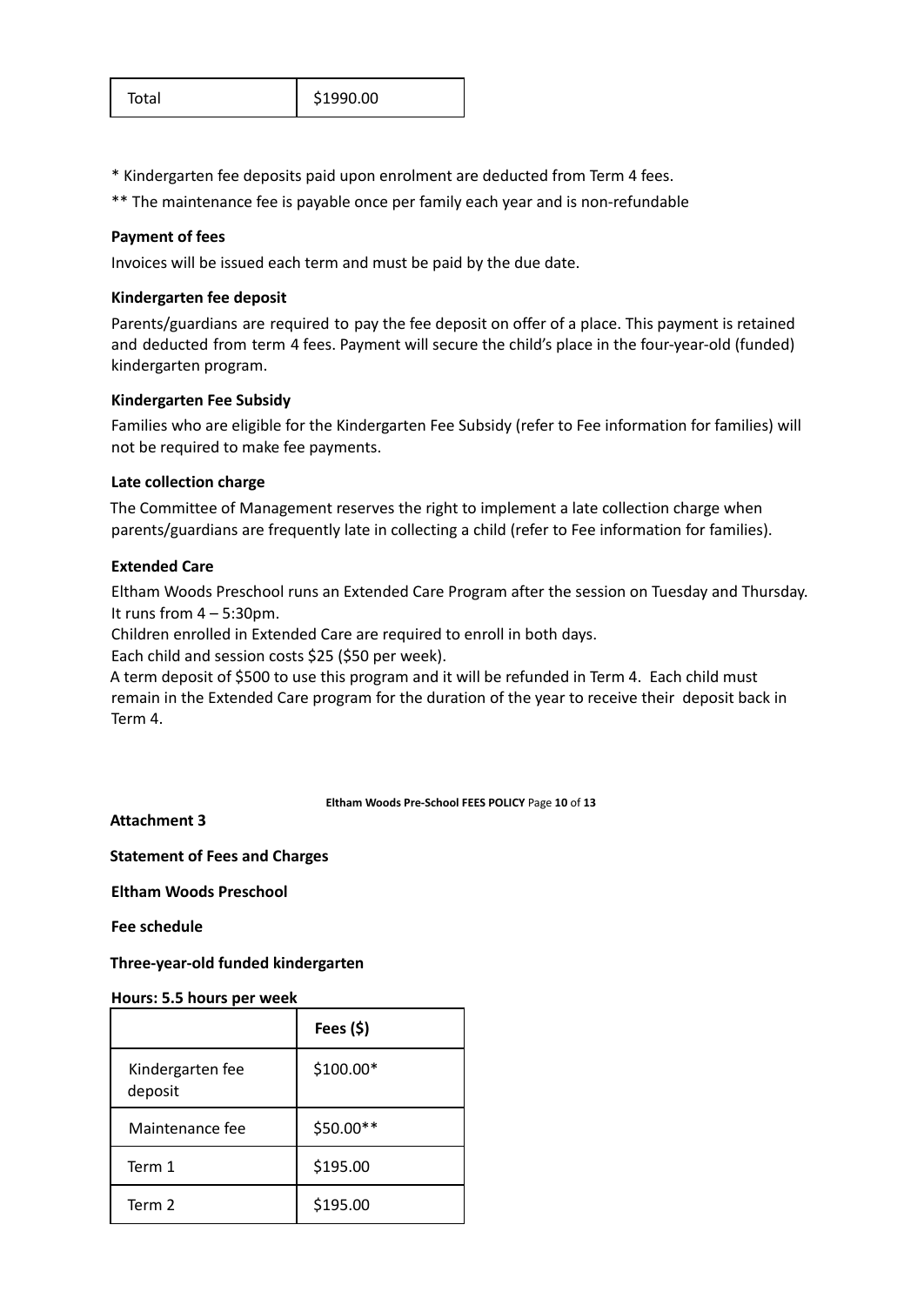| Total | \$1990.00 |
| --- | --- |

* Kindergarten fee deposits paid upon enrolment are deducted from Term 4 fees.

** The maintenance fee is payable once per family each year and is non-refundable

**Payment of fees**

Invoices will be issued each term and must be paid by the due date.

**Kindergarten fee deposit**

Parents/guardians are required to pay the fee deposit on offer of a place. This payment is retained and deducted from term 4 fees. Payment will secure the child's place in the four-year-old (funded) kindergarten program.

**Kindergarten Fee Subsidy**

Families who are eligible for the Kindergarten Fee Subsidy (refer to Fee information for families) will not be required to make fee payments.

**Late collection charge**

The Committee of Management reserves the right to implement a late collection charge when parents/guardians are frequently late in collecting a child (refer to Fee information for families).

**Extended Care**

Eltham Woods Preschool runs an Extended Care Program after the session on Tuesday and Thursday. It runs from 4 – 5:30pm.

Children enrolled in Extended Care are required to enroll in both days.

Each child and session costs \$25 (\$50 per week).

A term deposit of \$500 to use this program and it will be refunded in Term 4. Each child must remain in the Extended Care program for the duration of the year to receive their deposit back in Term 4.

**Attachment 3**

**Statement of Fees and Charges**

**Eltham Woods Preschool**

**Fee schedule**

**Three-year-old funded kindergarten**

**Hours: 5.5 hours per week**

| | Fees (\$) |
| --- | --- |
| Kindergarten fee deposit | \$100.00* |
| Maintenance fee | \$50.00** |
| Term 1 | \$195.00 |
| Term 2 | \$195.00 |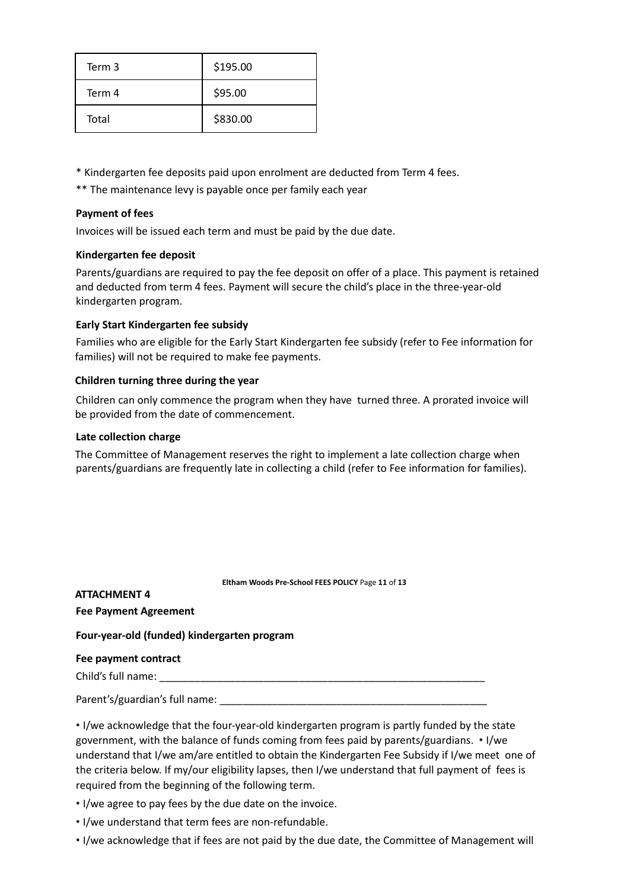| Term 3 | $195.00 |
| --- | --- |
| Term 4 | $95.00 |
| Total | $830.00 |

* Kindergarten fee deposits paid upon enrolment are deducted from Term 4 fees.

** The maintenance levy is payable once per family each year

**Payment of fees**

Invoices will be issued each term and must be paid by the due date.

**Kindergarten fee deposit**

Parents/guardians are required to pay the fee deposit on offer of a place. This payment is retained and deducted from term 4 fees. Payment will secure the child's place in the three-year-old kindergarten program.

**Early Start Kindergarten fee subsidy**

Families who are eligible for the Early Start Kindergarten fee subsidy (refer to Fee information for families) will not be required to make fee payments.

**Children turning three during the year**

Children can only commence the program when they have turned three. A prorated invoice will be provided from the date of commencement.

**Late collection charge**

The Committee of Management reserves the right to implement a late collection charge when parents/guardians are frequently late in collecting a child (refer to Fee information for families).

**ATTACHMENT 4**

**Fee Payment Agreement**

**Four-year-old (funded) kindergarten program**

**Fee payment contract**

Child's full name: ___________________________________________________________

Parent's/guardian's full name: ________________________________________________

• I/we acknowledge that the four-year-old kindergarten program is partly funded by the state government, with the balance of funds coming from fees paid by parents/guardians. • I/we understand that I/we am/are entitled to obtain the Kindergarten Fee Subsidy if I/we meet one of the criteria below. If my/our eligibility lapses, then I/we understand that full payment of fees is required from the beginning of the following term.

• I/we agree to pay fees by the due date on the invoice.

• I/we understand that term fees are non-refundable.

• I/we acknowledge that if fees are not paid by the due date, the Committee of Management will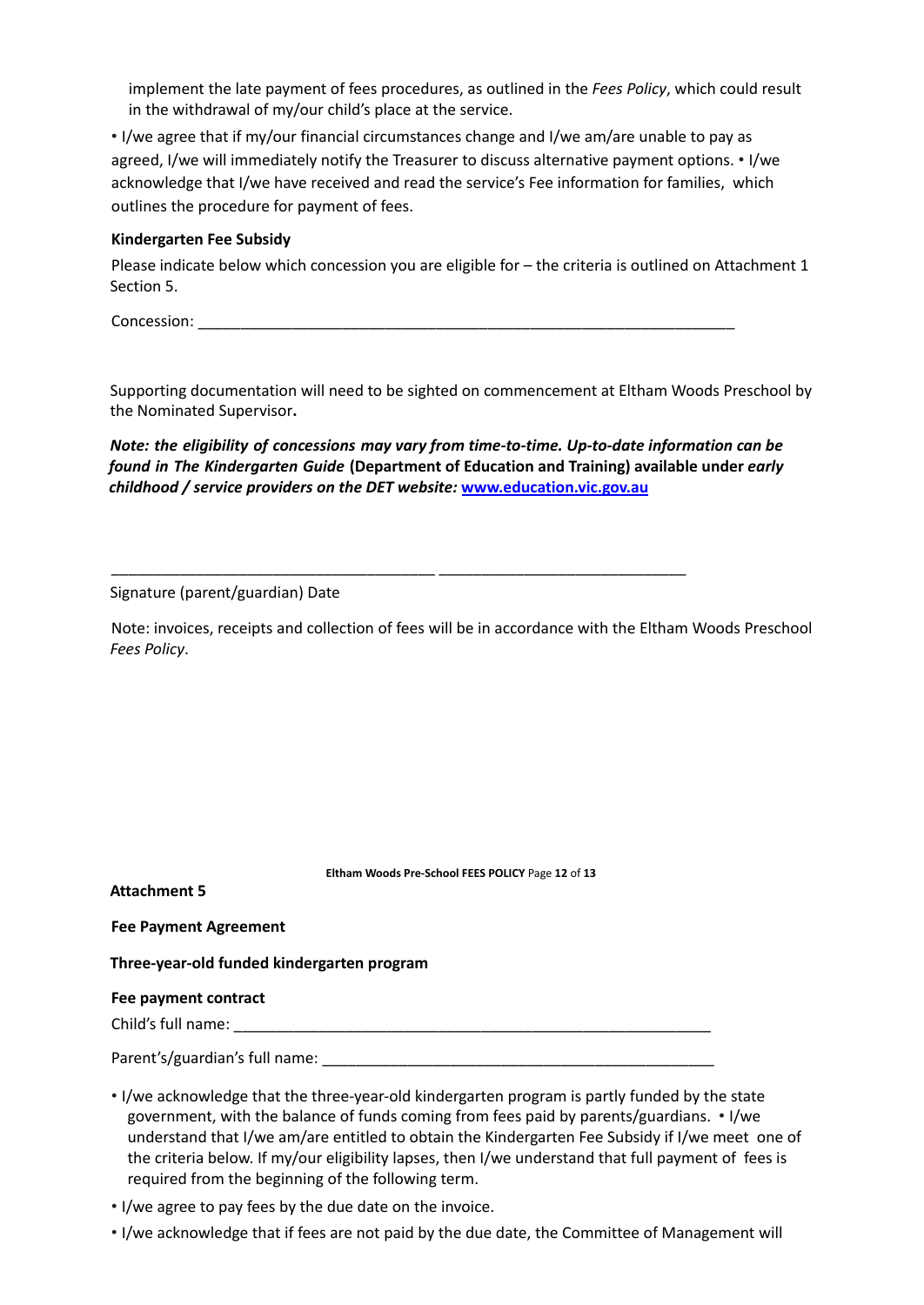implement the late payment of fees procedures, as outlined in the *Fees Policy*, which could result in the withdrawal of my/our child's place at the service.

- I/we agree that if my/our financial circumstances change and I/we am/are unable to pay as agreed, I/we will immediately notify the Treasurer to discuss alternative payment options.
- I/we acknowledge that I/we have received and read the service's Fee information for families, which outlines the procedure for payment of fees.

**Kindergarten Fee Subsidy**

Please indicate below which concession you are eligible for – the criteria is outlined on Attachment 1 Section 5.

Concession: ___________________________________________________________________

Supporting documentation will need to be sighted on commencement at Eltham Woods Preschool by the Nominated Supervisor**.**

***Note: the eligibility of concessions may vary from time-to-time. Up-to-date information can be found in The Kindergarten Guide* (Department of Education and Training) available under *early childhood / service providers on the DET website:* [www.education.vic.gov.au](http://www.education.vic.gov.au)**

________________________________________ ______________________________

Signature (parent/guardian) Date

Note: invoices, receipts and collection of fees will be in accordance with the Eltham Woods Preschool *Fees Policy*.

**Attachment 5**

**Fee Payment Agreement**

**Three-year-old funded kindergarten program**

**Fee payment contract**

Child's full name: ___________________________________________________________

Parent's/guardian's full name: _________________________________________________

- I/we acknowledge that the three-year-old kindergarten program is partly funded by the state government, with the balance of funds coming from fees paid by parents/guardians.
- I/we understand that I/we am/are entitled to obtain the Kindergarten Fee Subsidy if I/we meet one of the criteria below. If my/our eligibility lapses, then I/we understand that full payment of fees is required from the beginning of the following term.
- I/we agree to pay fees by the due date on the invoice.
- I/we acknowledge that if fees are not paid by the due date, the Committee of Management will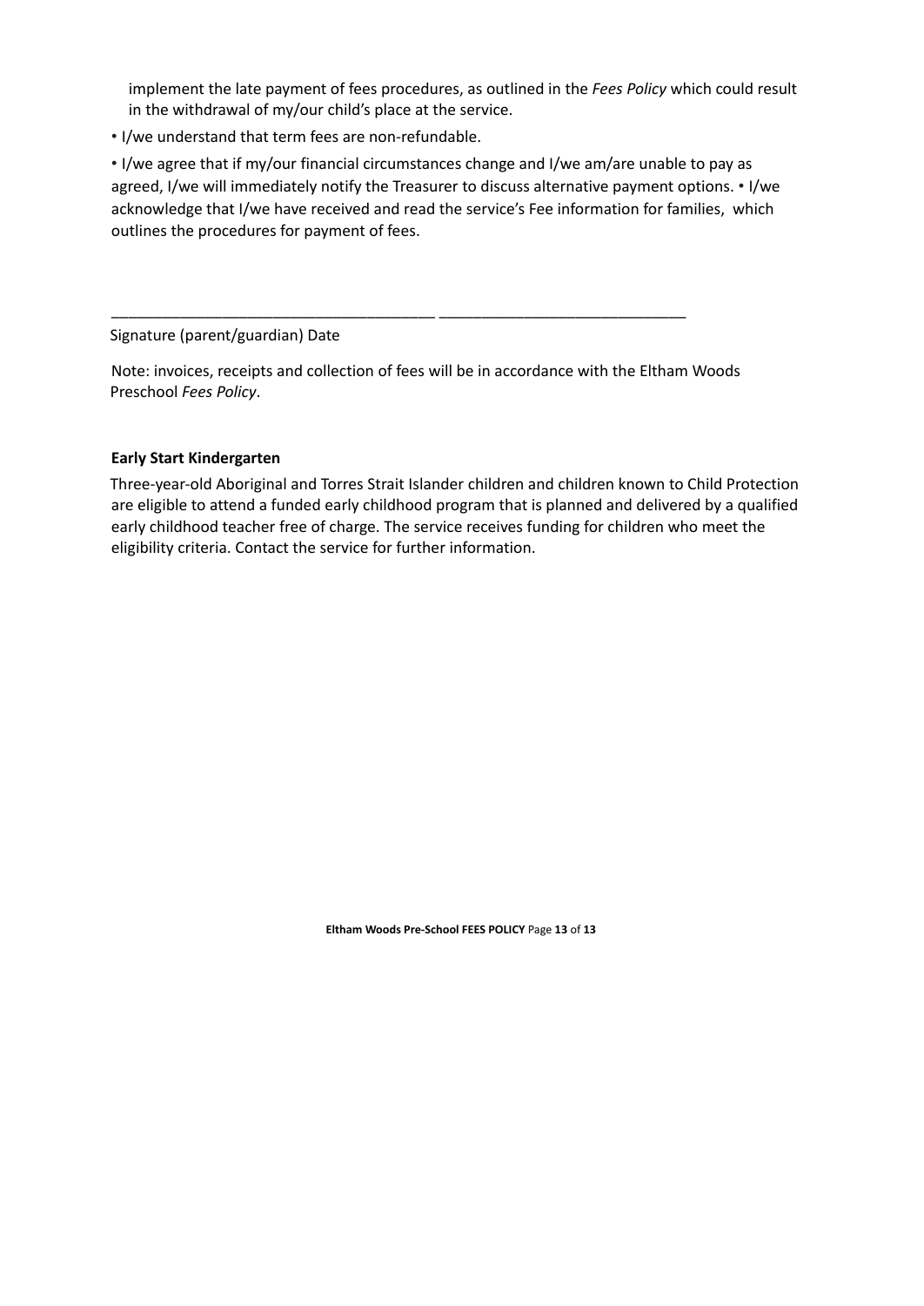implement the late payment of fees procedures, as outlined in the *Fees Policy* which could result in the withdrawal of my/our child's place at the service.

- I/we understand that term fees are non-refundable.

- I/we agree that if my/our financial circumstances change and I/we am/are unable to pay as agreed, I/we will immediately notify the Treasurer to discuss alternative payment options. • I/we acknowledge that I/we have received and read the service's Fee information for families, which outlines the procedures for payment of fees.

_______________________________________ _____________________________

Signature (parent/guardian) Date

Note: invoices, receipts and collection of fees will be in accordance with the Eltham Woods Preschool *Fees Policy*.

**Early Start Kindergarten**

Three-year-old Aboriginal and Torres Strait Islander children and children known to Child Protection are eligible to attend a funded early childhood program that is planned and delivered by a qualified early childhood teacher free of charge. The service receives funding for children who meet the eligibility criteria. Contact the service for further information.